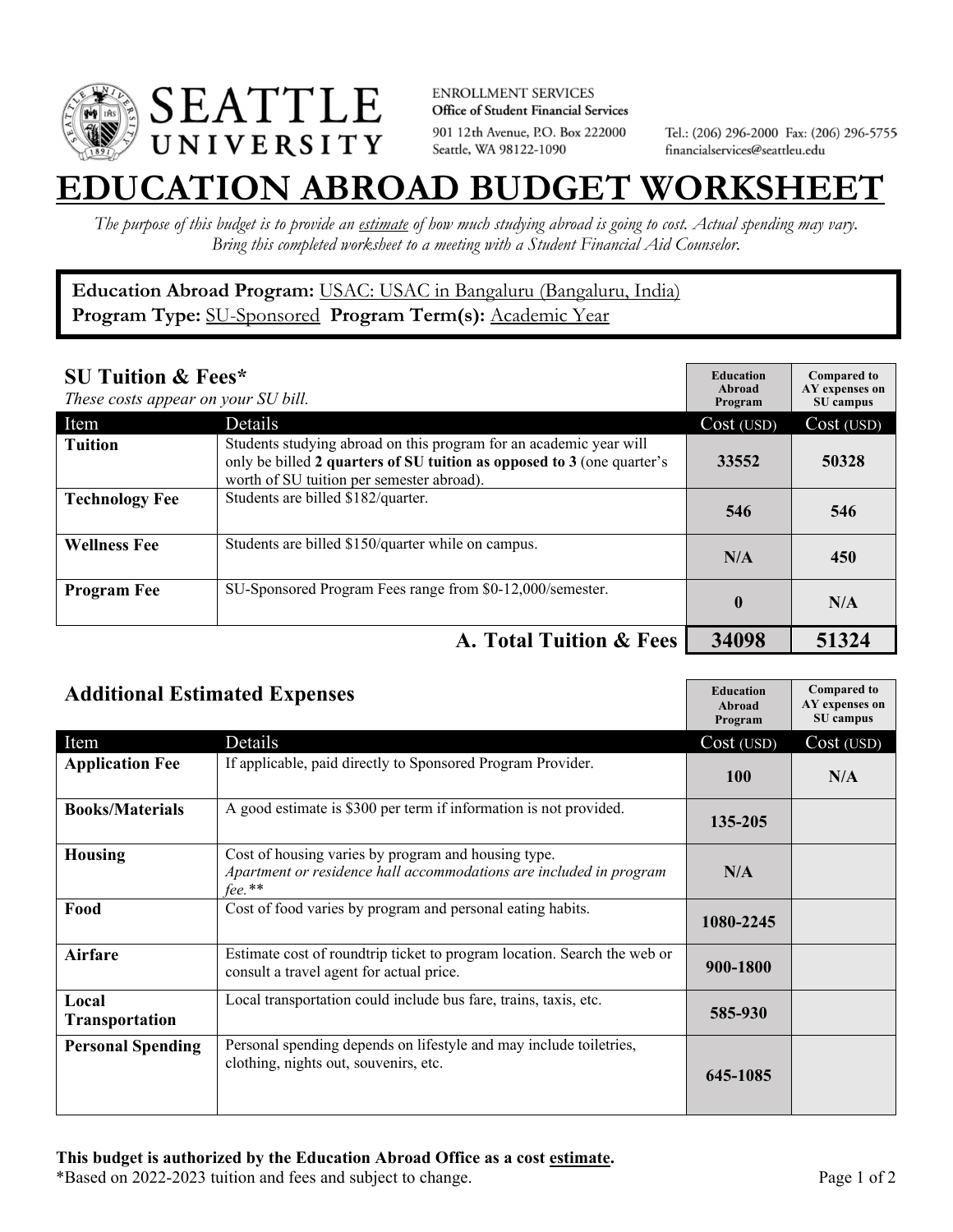SEATTLE UNIVERSITY

ENROLLMENT SERVICES
**Office of Student Financial Services**
901 12th Avenue, P.O. Box 222000
Seattle, WA 98122-1090

Tel.: (206) 296-2000 Fax: (206) 296-5755
financialservices@seattleu.edu

# EDUCATION ABROAD BUDGET WORKSHEET

*The purpose of this budget is to provide an estimate of how much studying abroad is going to cost. Actual spending may vary. Bring this completed worksheet to a meeting with a Student Financial Aid Counselor.*

**Education Abroad Program:** USAC: USAC in Bangaluru (Bangaluru, India)
**Program Type:** SU-Sponsored **Program Term(s):** Academic Year

## SU Tuition & Fees*

*These costs appear on your SU bill.*

| Item | Details | Education Abroad Program Cost (USD) | Compared to AY expenses on SU campus Cost (USD) |
|---|---|---|---|
| **Tuition** | Students studying abroad on this program for an academic year will only be billed **2 quarters of SU tuition as opposed to 3** (one quarter's worth of SU tuition per semester abroad). | 33552 | 50328 |
| **Technology Fee** | Students are billed $182/quarter. | 546 | 546 |
| **Wellness Fee** | Students are billed $150/quarter while on campus. | N/A | 450 |
| **Program Fee** | SU-Sponsored Program Fees range from $0-12,000/semester. | 0 | N/A |
| | **A. Total Tuition & Fees** | **34098** | **51324** |

## Additional Estimated Expenses

| Item | Details | Education Abroad Program Cost (USD) | Compared to AY expenses on SU campus Cost (USD) |
|---|---|---|---|
| **Application Fee** | If applicable, paid directly to Sponsored Program Provider. | 100 | N/A |
| **Books/Materials** | A good estimate is $300 per term if information is not provided. | 135-205 | |
| **Housing** | Cost of housing varies by program and housing type. *Apartment or residence hall accommodations are included in program fee.** * | N/A | |
| **Food** | Cost of food varies by program and personal eating habits. | 1080-2245 | |
| **Airfare** | Estimate cost of roundtrip ticket to program location. Search the web or consult a travel agent for actual price. | 900-1800 | |
| **Local Transportation** | Local transportation could include bus fare, trains, taxis, etc. | 585-930 | |
| **Personal Spending** | Personal spending depends on lifestyle and may include toiletries, clothing, nights out, souvenirs, etc. | 645-1085 | |

**This budget is authorized by the Education Abroad Office as a cost estimate.**
*Based on 2022-2023 tuition and fees and subject to change.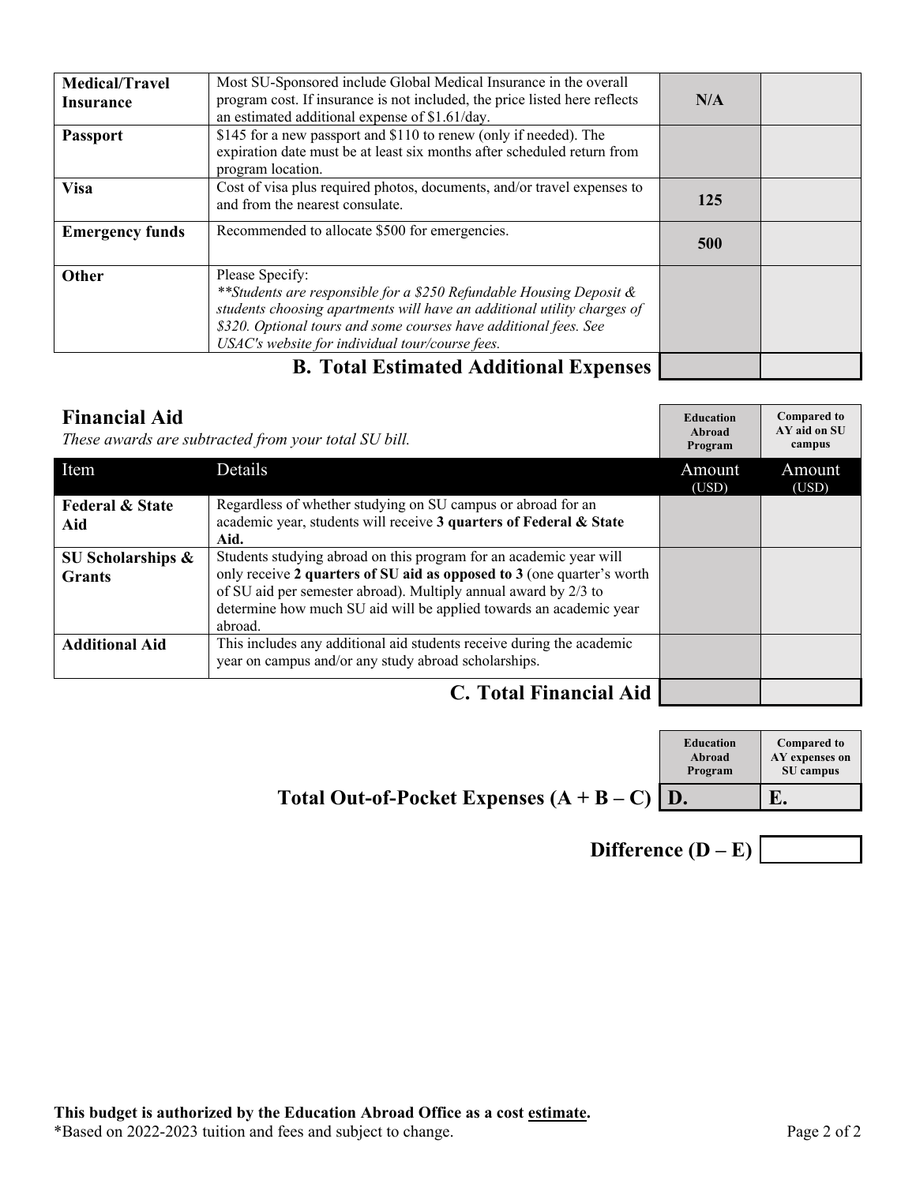| | | | |
|---|---|---|---|
| **Medical/Travel Insurance** | Most SU-Sponsored include Global Medical Insurance in the overall program cost. If insurance is not included, the price listed here reflects an estimated additional expense of $1.61/day. | **N/A** | |
| **Passport** | $145 for a new passport and $110 to renew (only if needed). The expiration date must be at least six months after scheduled return from program location. | | |
| **Visa** | Cost of visa plus required photos, documents, and/or travel expenses to and from the nearest consulate. | **125** | |
| **Emergency funds** | Recommended to allocate $500 for emergencies. | **500** | |
| **Other** | Please Specify: *\*\*Students are responsible for a $250 Refundable Housing Deposit & students choosing apartments will have an additional utility charges of $320. Optional tours and some courses have additional fees. See USAC's website for individual tour/course fees.* | | |
| | **B. Total Estimated Additional Expenses** | | |

## Financial Aid

*These awards are subtracted from your total SU bill.*

| Item | Details | Education Abroad Program Amount (USD) | Compared to AY aid on SU campus Amount (USD) |
|---|---|---|---|
| **Federal & State Aid** | Regardless of whether studying on SU campus or abroad for an academic year, students will receive **3 quarters of Federal & State Aid.** | | |
| **SU Scholarships & Grants** | Students studying abroad on this program for an academic year will only receive **2 quarters of SU aid as opposed to 3** (one quarter's worth of SU aid per semester abroad). Multiply annual award by 2/3 to determine how much SU aid will be applied towards an academic year abroad. | | |
| **Additional Aid** | This includes any additional aid students receive during the academic year on campus and/or any study abroad scholarships. | | |
| | **C. Total Financial Aid** | | |

| | Education Abroad Program | Compared to AY expenses on SU campus |
|---|---|---|
| **Total Out-of-Pocket Expenses (A + B – C)** | **D.** | **E.** |

**Difference (D – E)**

**This budget is authorized by the Education Abroad Office as a cost estimate.**

\*Based on 2022-2023 tuition and fees and subject to change.